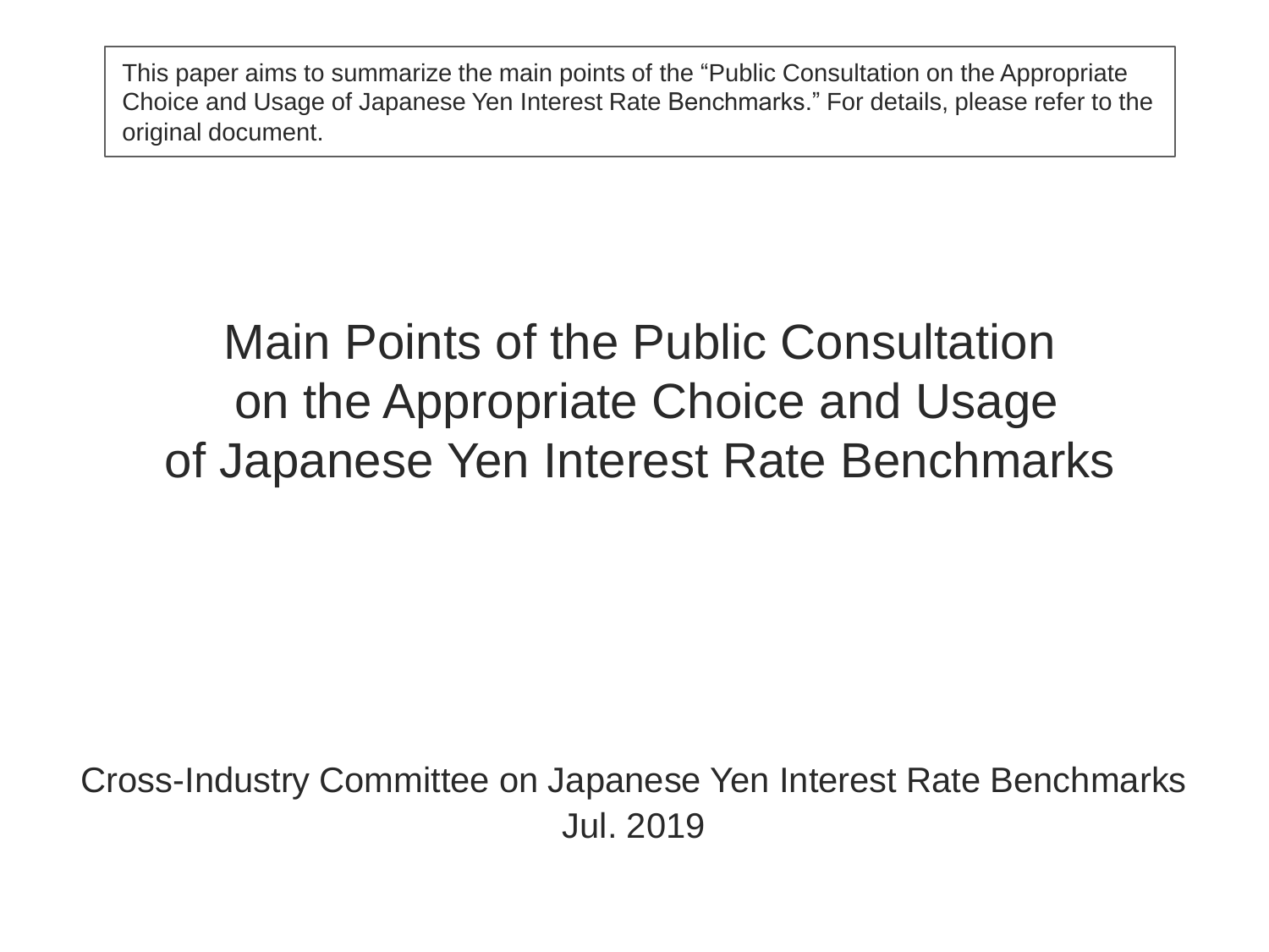This paper aims to summarize the main points of the "Public Consultation on the Appropriate Choice and Usage of Japanese Yen Interest Rate Benchmarks." For details, please refer to the original document.

# Main Points of the Public Consultation on the Appropriate Choice and Usage of Japanese Yen Interest Rate Benchmarks

Cross-Industry Committee on Japanese Yen Interest Rate Benchmarks

Jul. 2019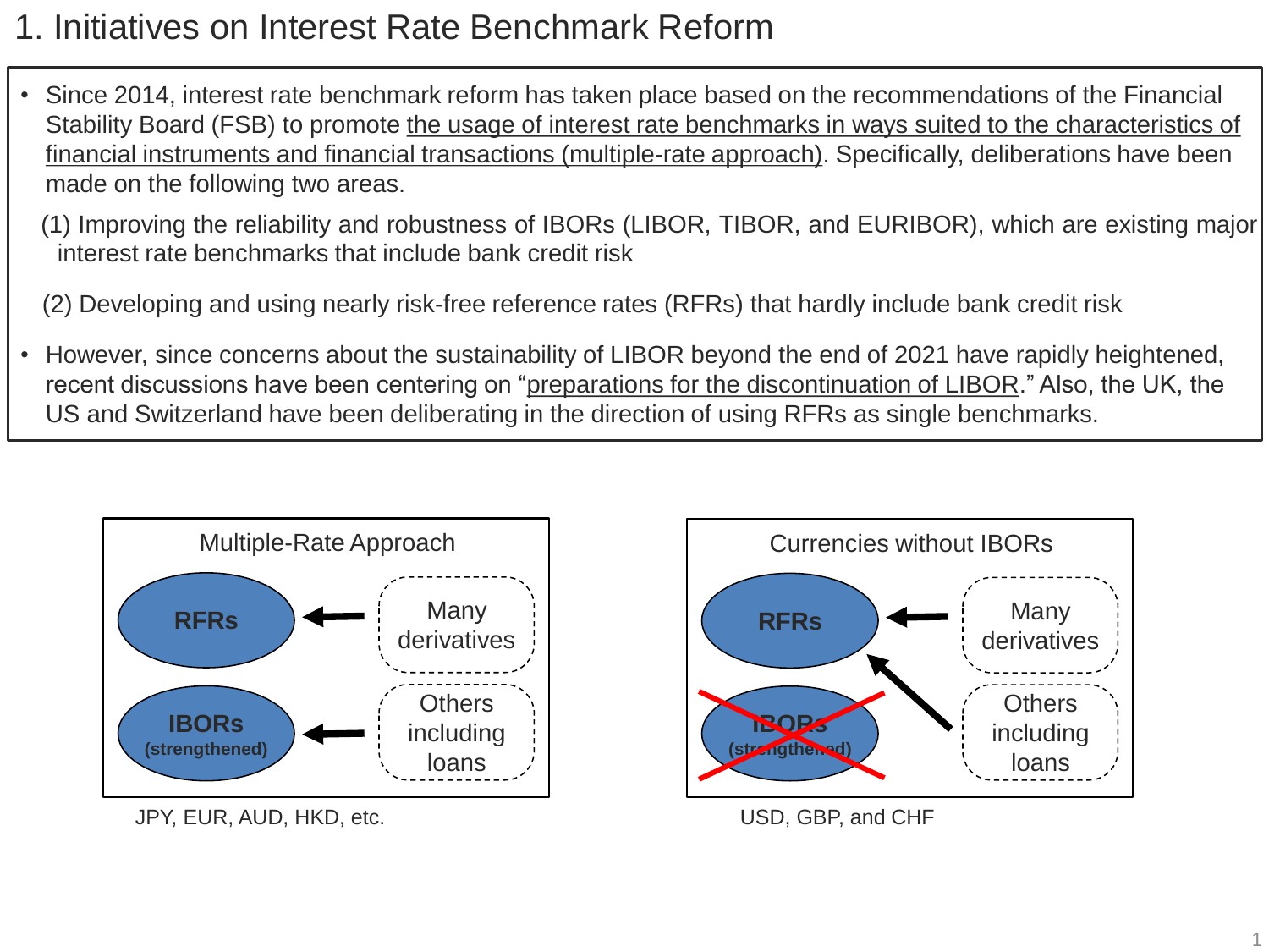# 1. Initiatives on Interest Rate Benchmark Reform

- Since 2014, interest rate benchmark reform has taken place based on the recommendations of the Financial Stability Board (FSB) to promote the usage of interest rate benchmarks in ways suited to the characteristics of financial instruments and financial transactions (multiple-rate approach). Specifically, deliberations have been made on the following two areas.

  (1) Improving the reliability and robustness of IBORs (LIBOR, TIBOR, and EURIBOR), which are existing major interest rate benchmarks that include bank credit risk

  (2) Developing and using nearly risk-free reference rates (RFRs) that hardly include bank credit risk

- However, since concerns about the sustainability of LIBOR beyond the end of 2021 have rapidly heightened, recent discussions have been centering on "preparations for the discontinuation of LIBOR." Also, the UK, the US and Switzerland have been deliberating in the direction of using RFRs as single benchmarks.

**Multiple-Rate Approach**

- Many derivatives → **RFRs**
- Others including loans → **IBORs (strengthened)**

JPY, EUR, AUD, HKD, etc.

**Currencies without IBORs**

- Many derivatives → **RFRs**
- Others including loans → **RFRs**
- ~~**IBORs (strengthened)**~~

USD, GBP, and CHF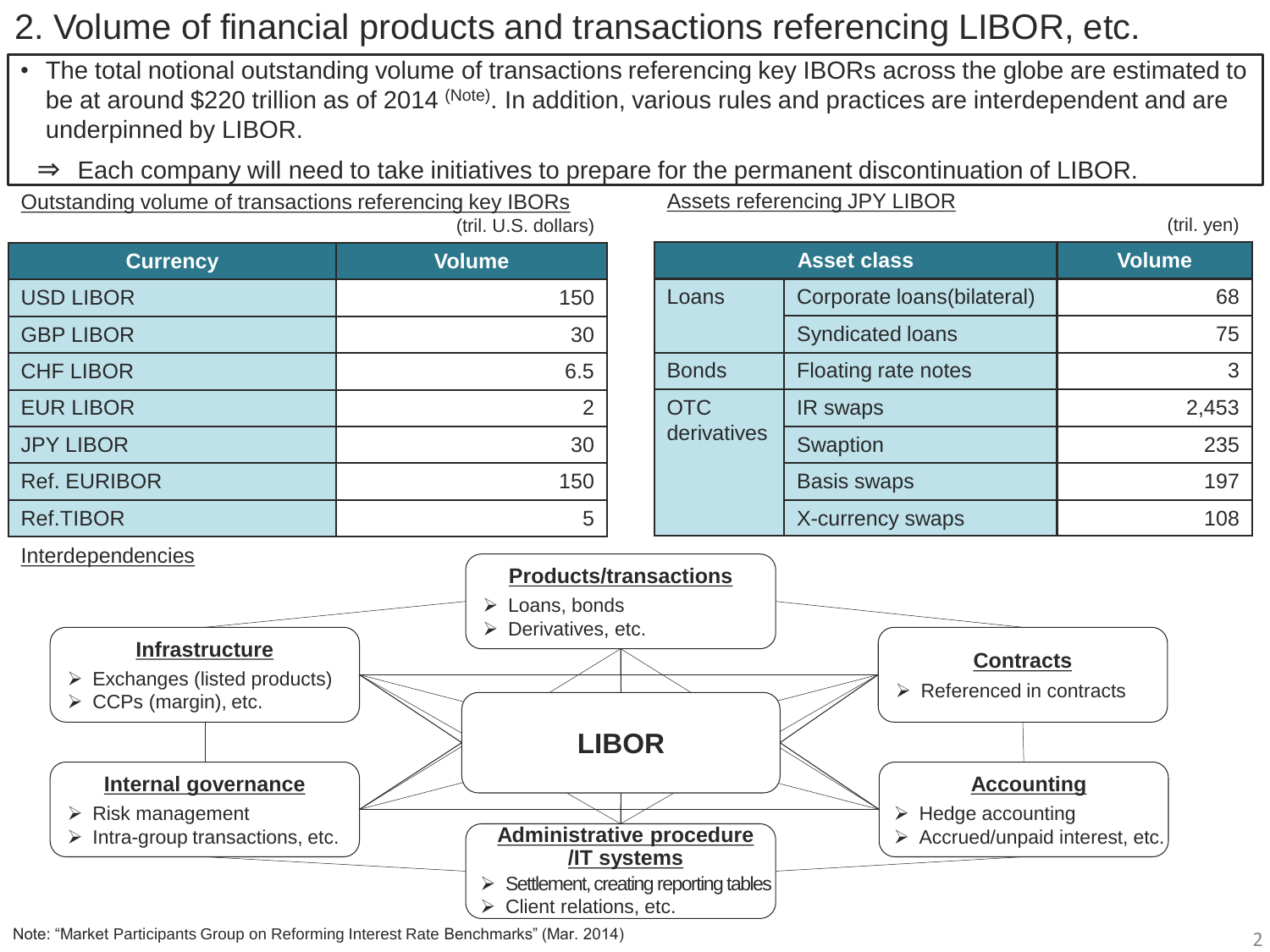## 2. Volume of financial products and transactions referencing LIBOR, etc.

- The total notional outstanding volume of transactions referencing key IBORs across the globe are estimated to be at around $220 trillion as of 2014 (Note). In addition, various rules and practices are interdependent and are underpinned by LIBOR.

⇒ Each company will need to take initiatives to prepare for the permanent discontinuation of LIBOR.

Outstanding volume of transactions referencing key IBORs

(tril. U.S. dollars)

| Currency | Volume |
|---|---|
| USD LIBOR | 150 |
| GBP LIBOR | 30 |
| CHF LIBOR | 6.5 |
| EUR LIBOR | 2 |
| JPY LIBOR | 30 |
| Ref. EURIBOR | 150 |
| Ref.TIBOR | 5 |

Assets referencing JPY LIBOR

(tril. yen)

| Asset class | | Volume |
|---|---|---|
| Loans | Corporate loans(bilateral) | 68 |
| | Syndicated loans | 75 |
| Bonds | Floating rate notes | 3 |
| OTC derivatives | IR swaps | 2,453 |
| | Swaption | 235 |
| | Basis swaps | 197 |
| | X-currency swaps | 108 |

Interdependencies

**LIBOR**

**Products/transactions**
- Loans, bonds
- Derivatives, etc.

**Infrastructure**
- Exchanges (listed products)
- CCPs (margin), etc.

**Contracts**
- Referenced in contracts

**Internal governance**
- Risk management
- Intra-group transactions, etc.

**Accounting**
- Hedge accounting
- Accrued/unpaid interest, etc.

**Administrative procedure /IT systems**
- Settlement, creating reporting tables
- Client relations, etc.

Note: "Market Participants Group on Reforming Interest Rate Benchmarks" (Mar. 2014)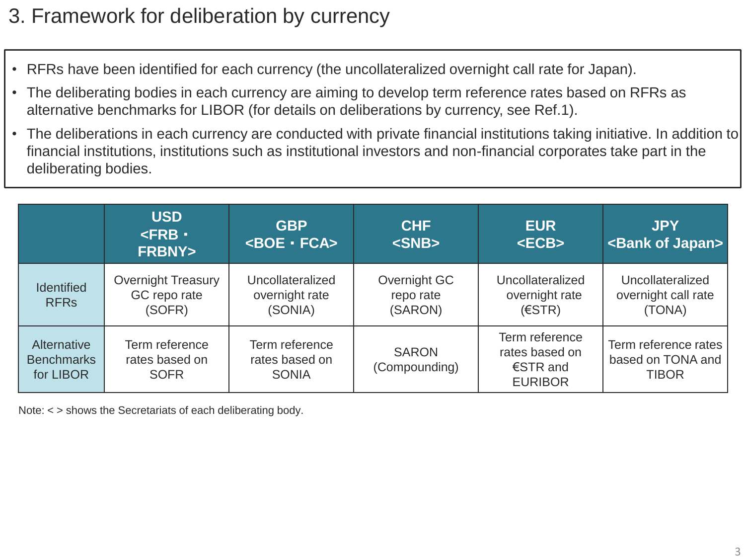# 3. Framework for deliberation by currency

- RFRs have been identified for each currency (the uncollateralized overnight call rate for Japan).
- The deliberating bodies in each currency are aiming to develop term reference rates based on RFRs as alternative benchmarks for LIBOR (for details on deliberations by currency, see Ref.1).
- The deliberations in each currency are conducted with private financial institutions taking initiative. In addition to financial institutions, institutions such as institutional investors and non-financial corporates take part in the deliberating bodies.

| | USD <FRB・FRBNY> | GBP <BOE・FCA> | CHF <SNB> | EUR <ECB> | JPY <Bank of Japan> |
|---|---|---|---|---|---|
| Identified RFRs | Overnight Treasury GC repo rate (SOFR) | Uncollateralized overnight rate (SONIA) | Overnight GC repo rate (SARON) | Uncollateralized overnight rate (€STR) | Uncollateralized overnight call rate (TONA) |
| Alternative Benchmarks for LIBOR | Term reference rates based on SOFR | Term reference rates based on SONIA | SARON (Compounding) | Term reference rates based on €STR and EURIBOR | Term reference rates based on TONA and TIBOR |

Note: < > shows the Secretariats of each deliberating body.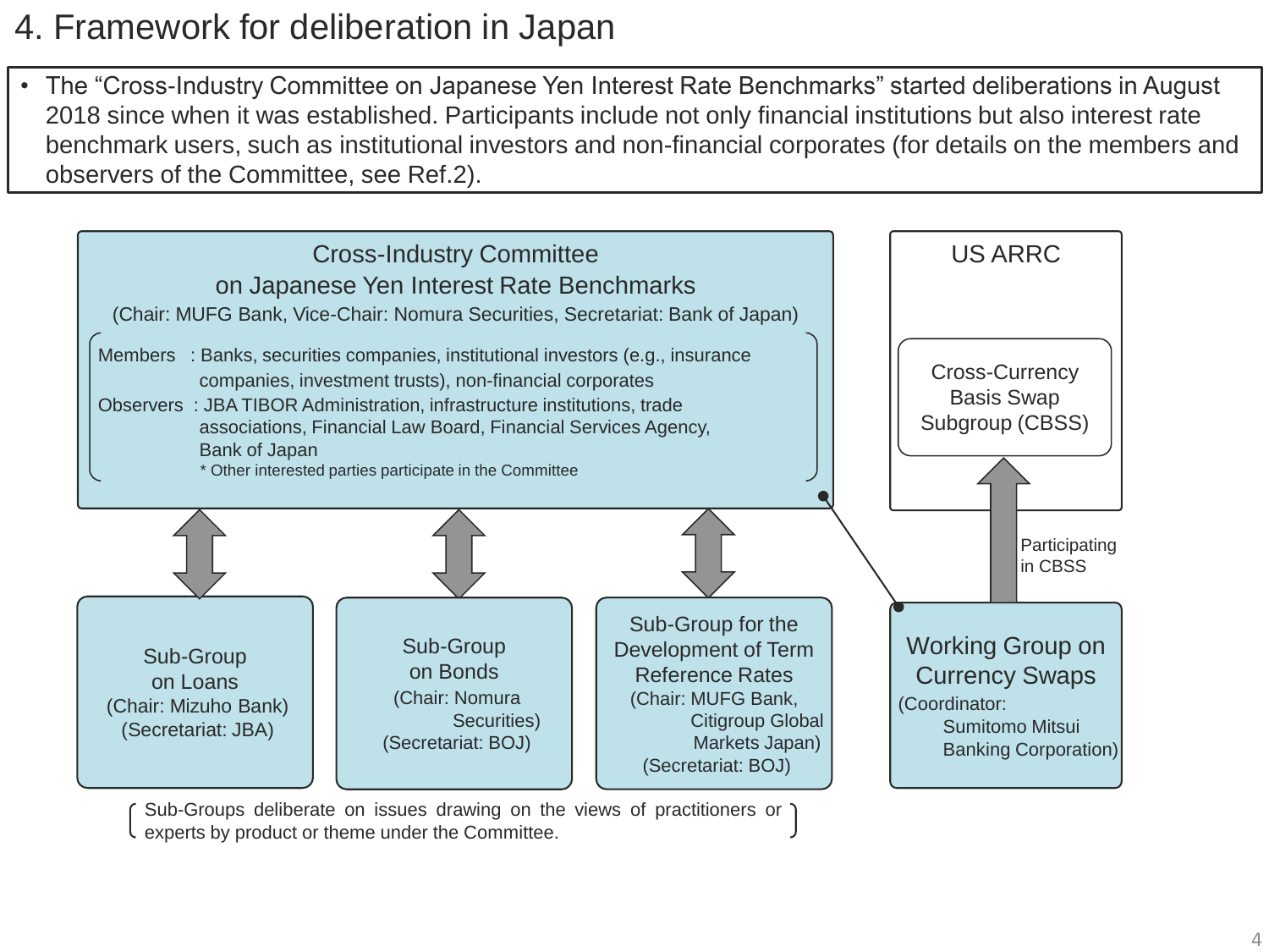# 4. Framework for deliberation in Japan

- The "Cross-Industry Committee on Japanese Yen Interest Rate Benchmarks" started deliberations in August 2018 since when it was established. Participants include not only financial institutions but also interest rate benchmark users, such as institutional investors and non-financial corporates (for details on the members and observers of the Committee, see Ref.2).

**Cross-Industry Committee on Japanese Yen Interest Rate Benchmarks**
(Chair: MUFG Bank, Vice-Chair: Nomura Securities, Secretariat: Bank of Japan)

Members : Banks, securities companies, institutional investors (e.g., insurance companies, investment trusts), non-financial corporates
Observers : JBA TIBOR Administration, infrastructure institutions, trade associations, Financial Law Board, Financial Services Agency, Bank of Japan
\* Other interested parties participate in the Committee

**Sub-Group on Loans**
(Chair: Mizuho Bank)
(Secretariat: JBA)

**Sub-Group on Bonds**
(Chair: Nomura Securities)
(Secretariat: BOJ)

**Sub-Group for the Development of Term Reference Rates**
(Chair: MUFG Bank, Citigroup Global Markets Japan)
(Secretariat: BOJ)

**Working Group on Currency Swaps**
(Coordinator: Sumitomo Mitsui Banking Corporation)

Participating in CBSS

**US ARRC**

Cross-Currency Basis Swap Subgroup (CBSS)

Sub-Groups deliberate on issues drawing on the views of practitioners or experts by product or theme under the Committee.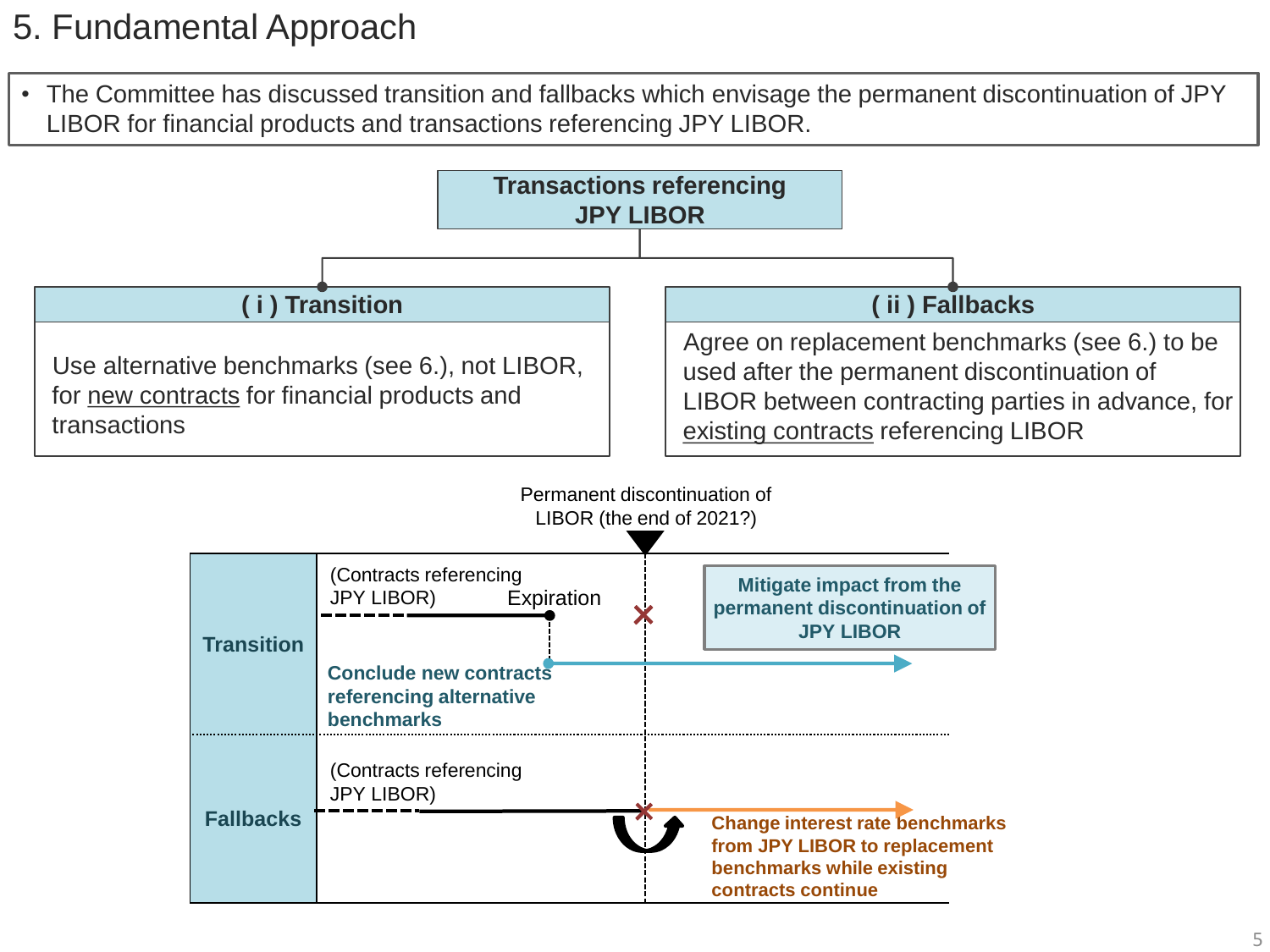# 5. Fundamental Approach

- The Committee has discussed transition and fallbacks which envisage the permanent discontinuation of JPY LIBOR for financial products and transactions referencing JPY LIBOR.

**Transactions referencing JPY LIBOR**

**( i ) Transition**

Use alternative benchmarks (see 6.), not LIBOR, for new contracts for financial products and transactions

**( ii ) Fallbacks**

Agree on replacement benchmarks (see 6.) to be used after the permanent discontinuation of LIBOR between contracting parties in advance, for existing contracts referencing LIBOR

Permanent discontinuation of LIBOR (the end of 2021?)

**Transition**

(Contracts referencing JPY LIBOR) Expiration

**Conclude new contracts referencing alternative benchmarks**

**Mitigate impact from the permanent discontinuation of JPY LIBOR**

**Fallbacks**

(Contracts referencing JPY LIBOR)

**Change interest rate benchmarks from JPY LIBOR to replacement benchmarks while existing contracts continue**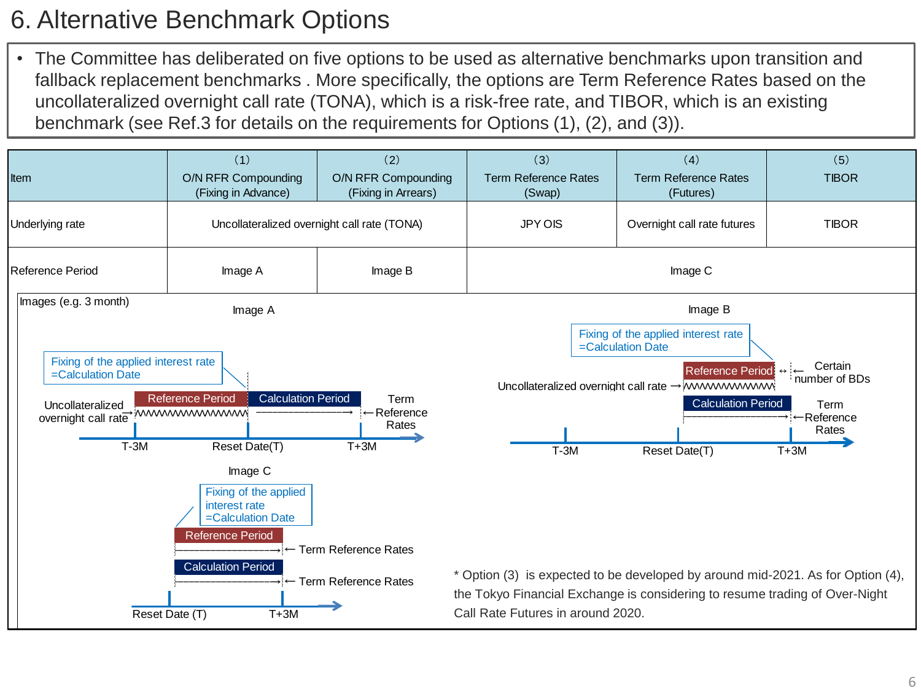# 6. Alternative Benchmark Options

- The Committee has deliberated on five options to be used as alternative benchmarks upon transition and fallback replacement benchmarks . More specifically, the options are Term Reference Rates based on the uncollateralized overnight call rate (TONA), which is a risk-free rate, and TIBOR, which is an existing benchmark (see Ref.3 for details on the requirements for Options (1), (2), and (3)).

| Item | (1) O/N RFR Compounding (Fixing in Advance) | (2) O/N RFR Compounding (Fixing in Arrears) | (3) Term Reference Rates (Swap) | (4) Term Reference Rates (Futures) | (5) TIBOR |
|---|---|---|---|---|---|
| Underlying rate | Uncollateralized overnight call rate (TONA) | | JPY OIS | Overnight call rate futures | TIBOR |
| Reference Period | Image A | Image B | Image C | | |

Images (e.g. 3 month)

**Image A**

Fixing of the applied interest rate =Calculation Date

Uncollateralized overnight call rate → Reference Period | Calculation Period ←Term Reference Rates

T-3M — Reset Date(T) — T+3M

**Image B**

Fixing of the applied interest rate =Calculation Date

Uncollateralized overnight call rate → Reference Period ↔ ← Certain number of BDs

Calculation Period ←Term Reference Rates

T-3M — Reset Date(T) — T+3M

**Image C**

Fixing of the applied interest rate =Calculation Date

Reference Period ← Term Reference Rates

Calculation Period ← Term Reference Rates

Reset Date (T) — T+3M

* Option (3) is expected to be developed by around mid-2021. As for Option (4), the Tokyo Financial Exchange is considering to resume trading of Over-Night Call Rate Futures in around 2020.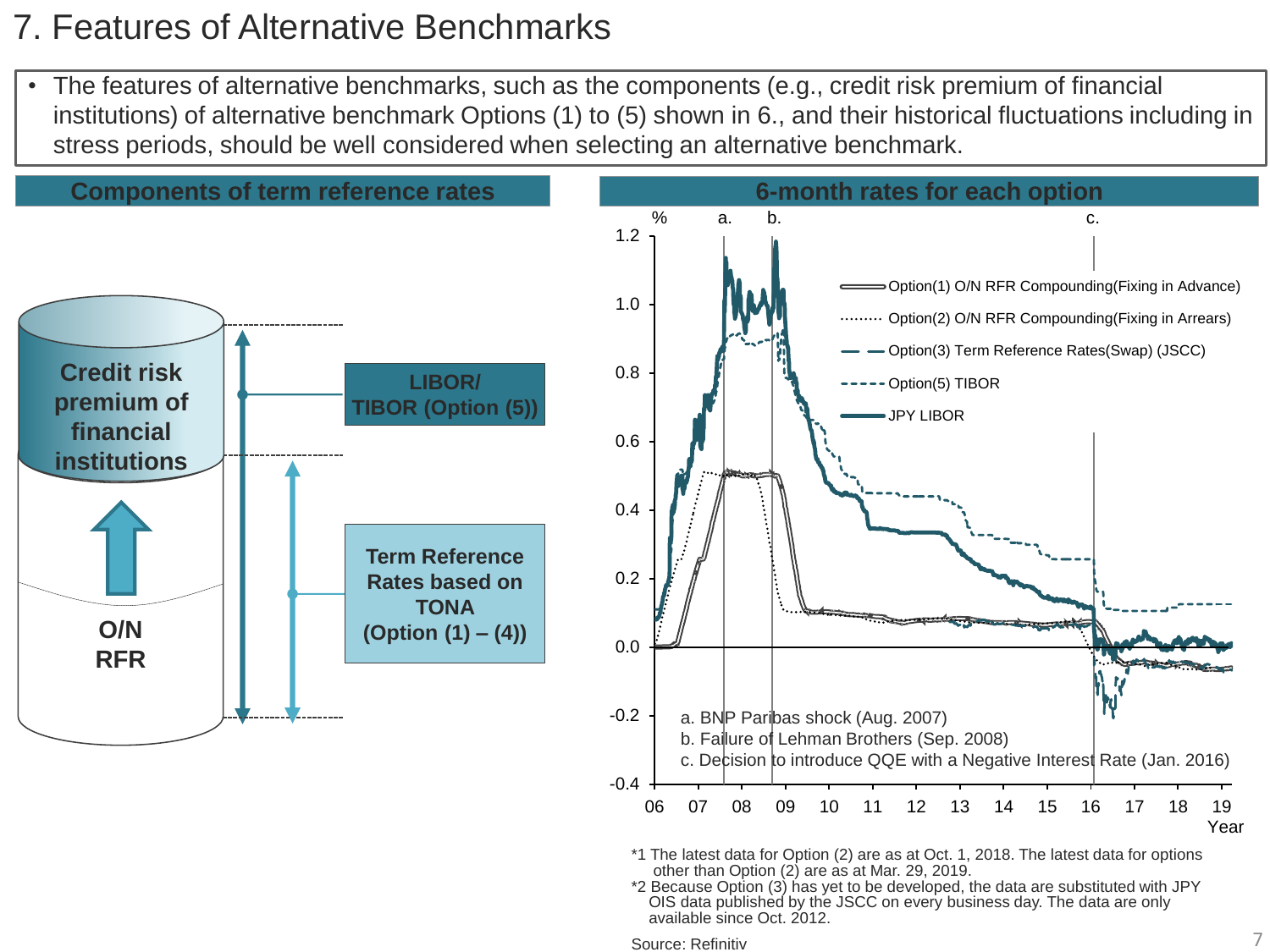# 7. Features of Alternative Benchmarks

- The features of alternative benchmarks, such as the components (e.g., credit risk premium of financial institutions) of alternative benchmark Options (1) to (5) shown in 6., and their historical fluctuations including in stress periods, should be well considered when selecting an alternative benchmark.

## Components of term reference rates

Credit risk premium of financial institutions

O/N RFR

LIBOR/ TIBOR (Option (5))

Term Reference Rates based on TONA (Option (1) – (4))

## 6-month rates for each option

%

- Option(1) O/N RFR Compounding(Fixing in Advance)
- Option(2) O/N RFR Compounding(Fixing in Arrears)
- Option(3) Term Reference Rates(Swap) (JSCC)
- Option(5) TIBOR
- JPY LIBOR

a. BNP Paribas shock (Aug. 2007)
b. Failure of Lehman Brothers (Sep. 2008)
c. Decision to introduce QQE with a Negative Interest Rate (Jan. 2016)

Year

*1 The latest data for Option (2) are as at Oct. 1, 2018. The latest data for options other than Option (2) are as at Mar. 29, 2019.

*2 Because Option (3) has yet to be developed, the data are substituted with JPY OIS data published by the JSCC on every business day. The data are only available since Oct. 2012.

Source: Refinitiv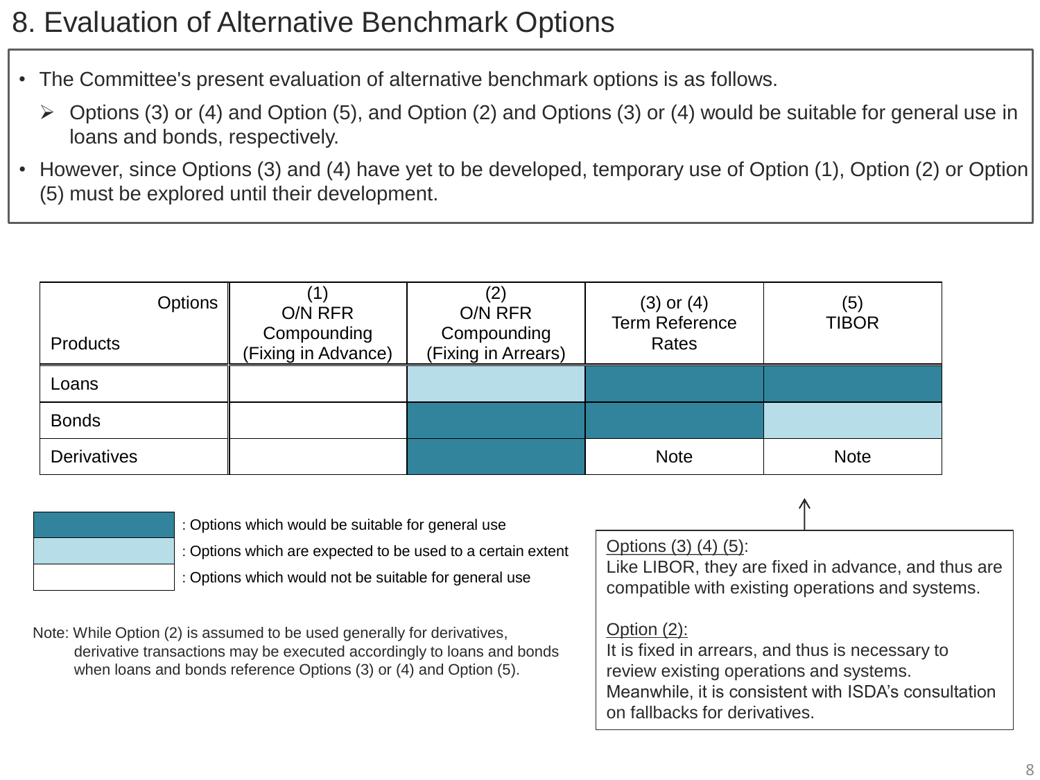# 8. Evaluation of Alternative Benchmark Options

- The Committee's present evaluation of alternative benchmark options is as follows.
  - ➢ Options (3) or (4) and Option (5), and Option (2) and Options (3) or (4) would be suitable for general use in loans and bonds, respectively.
- However, since Options (3) and (4) have yet to be developed, temporary use of Option (1), Option (2) or Option (5) must be explored until their development.

| Products \ Options | (1) O/N RFR Compounding (Fixing in Advance) | (2) O/N RFR Compounding (Fixing in Arrears) | (3) or (4) Term Reference Rates | (5) TIBOR |
|---|---|---|---|---|
| Loans | Would not be suitable for general use | Expected to be used to a certain extent | Would be suitable for general use | Would be suitable for general use |
| Bonds | Would not be suitable for general use | Would be suitable for general use | Would be suitable for general use | Expected to be used to a certain extent |
| Derivatives | Would not be suitable for general use | Would be suitable for general use | Note | Note |

Legend:
- Dark shading: Options which would be suitable for general use
- Light shading: Options which are expected to be used to a certain extent
- No shading: Options which would not be suitable for general use

Note: While Option (2) is assumed to be used generally for derivatives, derivative transactions may be executed accordingly to loans and bonds when loans and bonds reference Options (3) or (4) and Option (5).

<u>Options (3) (4) (5)</u>:
Like LIBOR, they are fixed in advance, and thus are compatible with existing operations and systems.

<u>Option (2):</u>
It is fixed in arrears, and thus is necessary to review existing operations and systems.
Meanwhile, it is consistent with ISDA's consultation on fallbacks for derivatives.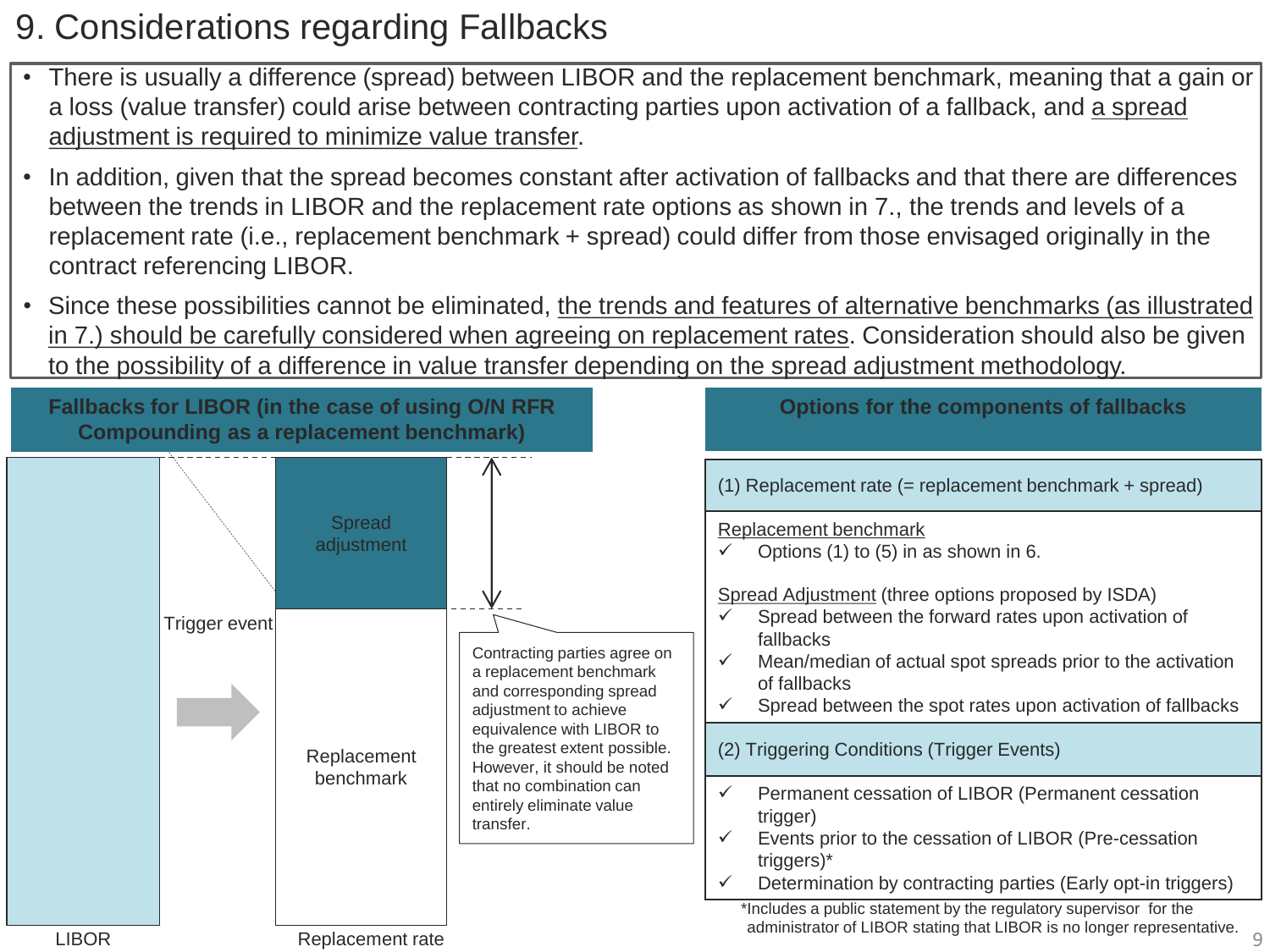# 9. Considerations regarding Fallbacks

- There is usually a difference (spread) between LIBOR and the replacement benchmark, meaning that a gain or a loss (value transfer) could arise between contracting parties upon activation of a fallback, and a spread adjustment is required to minimize value transfer.
- In addition, given that the spread becomes constant after activation of fallbacks and that there are differences between the trends in LIBOR and the replacement rate options as shown in 7., the trends and levels of a replacement rate (i.e., replacement benchmark + spread) could differ from those envisaged originally in the contract referencing LIBOR.
- Since these possibilities cannot be eliminated, the trends and features of alternative benchmarks (as illustrated in 7.) should be carefully considered when agreeing on replacement rates. Consideration should also be given to the possibility of a difference in value transfer depending on the spread adjustment methodology.

**Fallbacks for LIBOR (in the case of using O/N RFR Compounding as a replacement benchmark)**

LIBOR → Trigger event → Replacement rate (Spread adjustment + Replacement benchmark)

Contracting parties agree on a replacement benchmark and corresponding spread adjustment to achieve equivalence with LIBOR to the greatest extent possible. However, it should be noted that no combination can entirely eliminate value transfer.

**Options for the components of fallbacks**

(1) Replacement rate (= replacement benchmark + spread)

Replacement benchmark
- ✓ Options (1) to (5) in as shown in 6.

Spread Adjustment (three options proposed by ISDA)
- ✓ Spread between the forward rates upon activation of fallbacks
- ✓ Mean/median of actual spot spreads prior to the activation of fallbacks
- ✓ Spread between the spot rates upon activation of fallbacks

(2) Triggering Conditions (Trigger Events)
- ✓ Permanent cessation of LIBOR (Permanent cessation trigger)
- ✓ Events prior to the cessation of LIBOR (Pre-cessation triggers)*
- ✓ Determination by contracting parties (Early opt-in triggers)

*Includes a public statement by the regulatory supervisor for the administrator of LIBOR stating that LIBOR is no longer representative.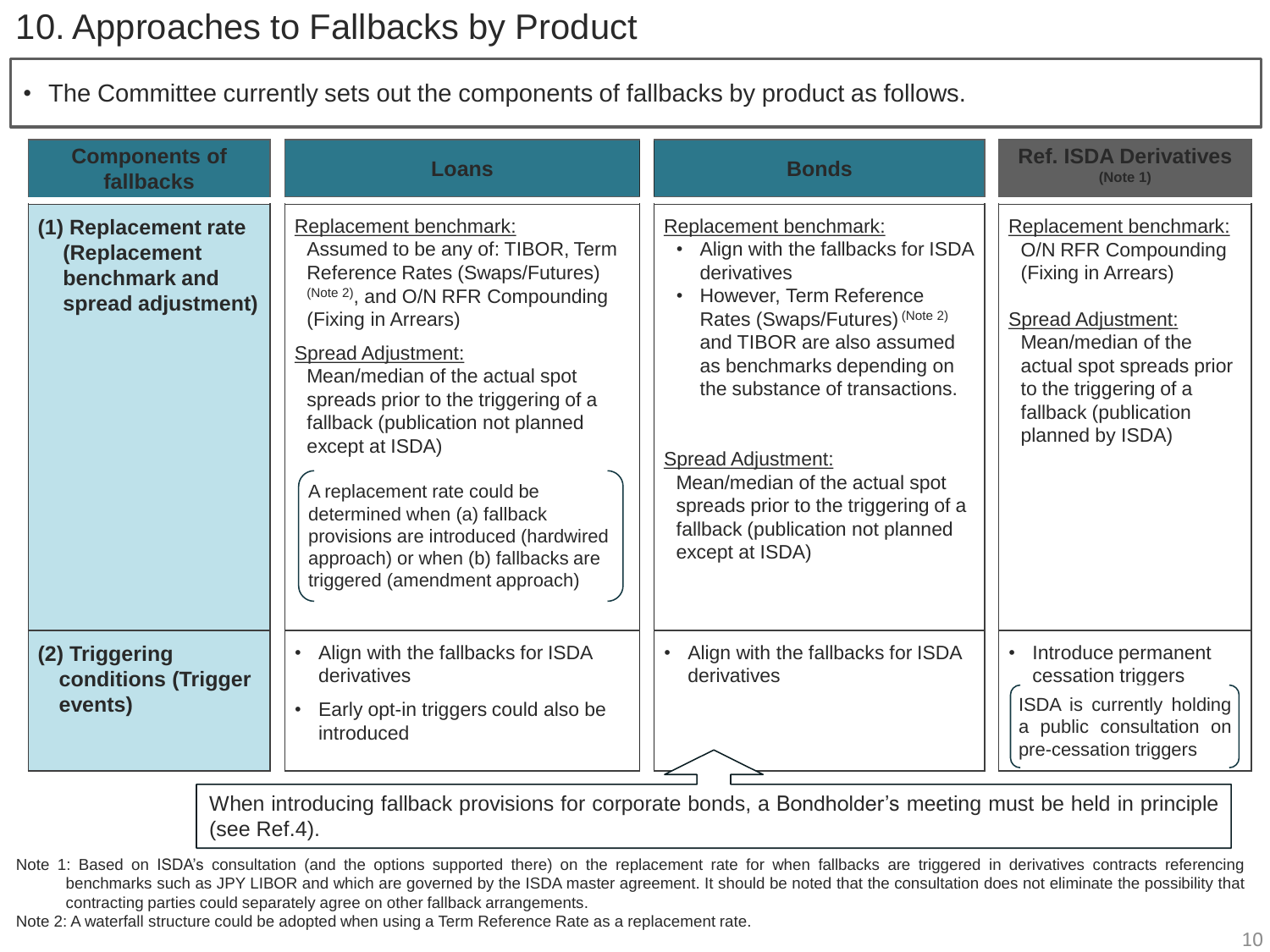# 10. Approaches to Fallbacks by Product

- The Committee currently sets out the components of fallbacks by product as follows.

| Components of fallbacks | Loans | Bonds | Ref. ISDA Derivatives (Note 1) |
|---|---|---|---|
| **(1) Replacement rate (Replacement benchmark and spread adjustment)** | Replacement benchmark: Assumed to be any of: TIBOR, Term Reference Rates (Swaps/Futures) (Note 2), and O/N RFR Compounding (Fixing in Arrears)<br><br>Spread Adjustment: Mean/median of the actual spot spreads prior to the triggering of a fallback (publication not planned except at ISDA)<br><br>A replacement rate could be determined when (a) fallback provisions are introduced (hardwired approach) or when (b) fallbacks are triggered (amendment approach) | Replacement benchmark:<br>• Align with the fallbacks for ISDA derivatives<br>• However, Term Reference Rates (Swaps/Futures) (Note 2) and TIBOR are also assumed as benchmarks depending on the substance of transactions.<br><br>Spread Adjustment: Mean/median of the actual spot spreads prior to the triggering of a fallback (publication not planned except at ISDA) | Replacement benchmark: O/N RFR Compounding (Fixing in Arrears)<br><br>Spread Adjustment: Mean/median of the actual spot spreads prior to the triggering of a fallback (publication planned by ISDA) |
| **(2) Triggering conditions (Trigger events)** | • Align with the fallbacks for ISDA derivatives<br>• Early opt-in triggers could also be introduced | • Align with the fallbacks for ISDA derivatives | • Introduce permanent cessation triggers<br><br>ISDA is currently holding a public consultation on pre-cessation triggers |

When introducing fallback provisions for corporate bonds, a Bondholder's meeting must be held in principle (see Ref.4).

Note 1: Based on ISDA's consultation (and the options supported there) on the replacement rate for when fallbacks are triggered in derivatives contracts referencing benchmarks such as JPY LIBOR and which are governed by the ISDA master agreement. It should be noted that the consultation does not eliminate the possibility that contracting parties could separately agree on other fallback arrangements.

Note 2: A waterfall structure could be adopted when using a Term Reference Rate as a replacement rate.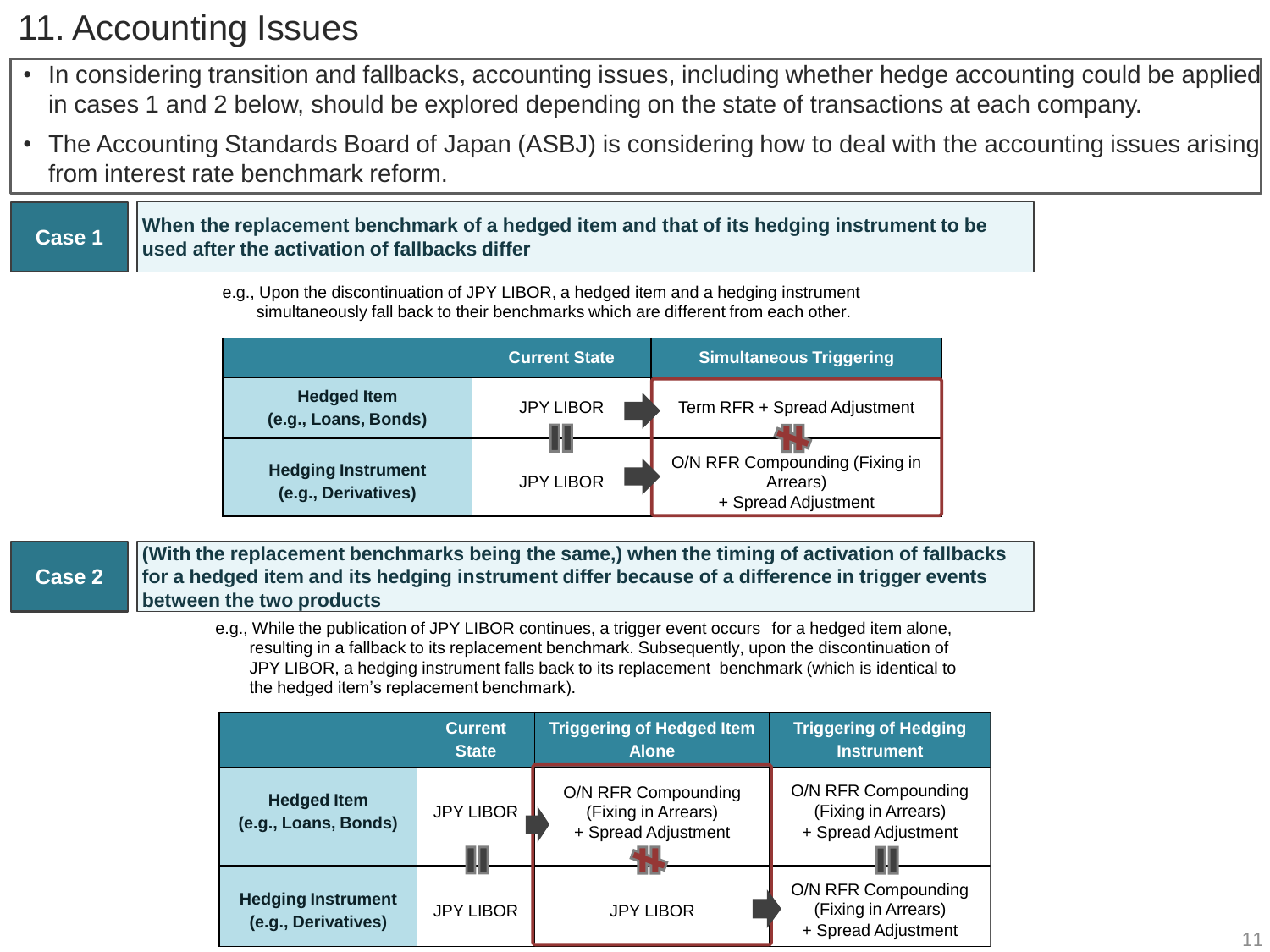# 11. Accounting Issues

- In considering transition and fallbacks, accounting issues, including whether hedge accounting could be applied in cases 1 and 2 below, should be explored depending on the state of transactions at each company.
- The Accounting Standards Board of Japan (ASBJ) is considering how to deal with the accounting issues arising from interest rate benchmark reform.

**Case 1** — **When the replacement benchmark of a hedged item and that of its hedging instrument to be used after the activation of fallbacks differ**

e.g., Upon the discontinuation of JPY LIBOR, a hedged item and a hedging instrument simultaneously fall back to their benchmarks which are different from each other.

| | Current State | Simultaneous Triggering |
|---|---|---|
| **Hedged Item (e.g., Loans, Bonds)** | JPY LIBOR | Term RFR + Spread Adjustment |
| **Hedging Instrument (e.g., Derivatives)** | JPY LIBOR | O/N RFR Compounding (Fixing in Arrears) + Spread Adjustment |

**Case 2** — **(With the replacement benchmarks being the same,) when the timing of activation of fallbacks for a hedged item and its hedging instrument differ because of a difference in trigger events between the two products**

e.g., While the publication of JPY LIBOR continues, a trigger event occurs for a hedged item alone, resulting in a fallback to its replacement benchmark. Subsequently, upon the discontinuation of JPY LIBOR, a hedging instrument falls back to its replacement benchmark (which is identical to the hedged item's replacement benchmark).

| | Current State | Triggering of Hedged Item Alone | Triggering of Hedging Instrument |
|---|---|---|---|
| **Hedged Item (e.g., Loans, Bonds)** | JPY LIBOR | O/N RFR Compounding (Fixing in Arrears) + Spread Adjustment | O/N RFR Compounding (Fixing in Arrears) + Spread Adjustment |
| **Hedging Instrument (e.g., Derivatives)** | JPY LIBOR | JPY LIBOR | O/N RFR Compounding (Fixing in Arrears) + Spread Adjustment |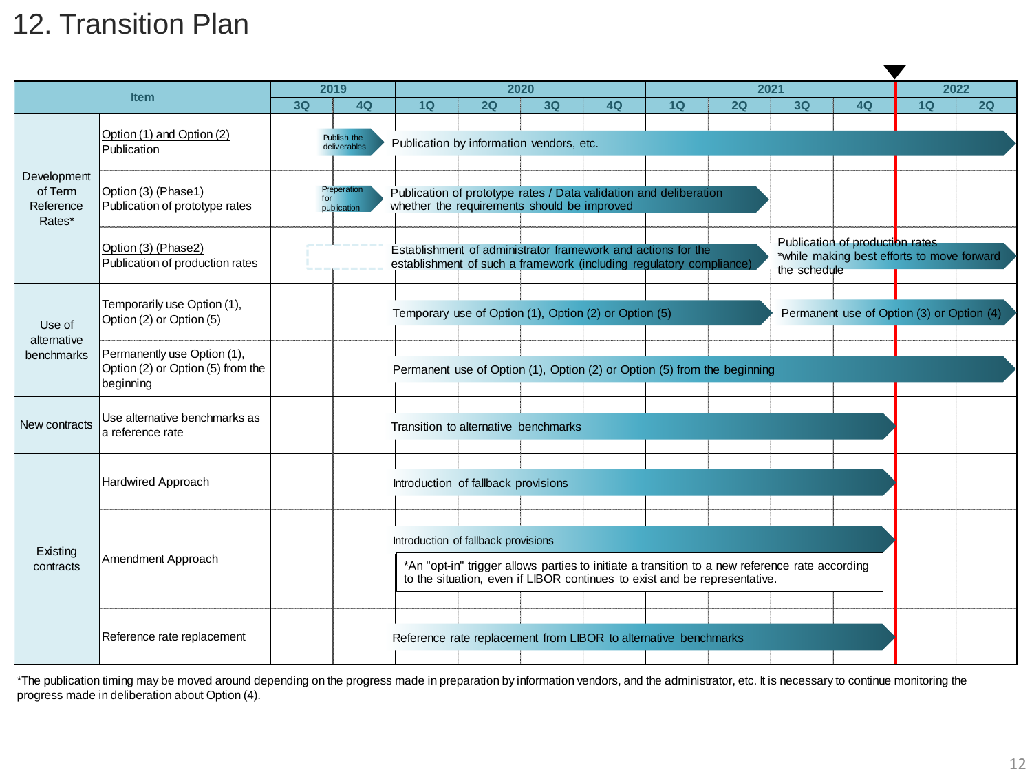# 12. Transition Plan

| Item | | 2019 3Q | 2019 4Q | 2020 1Q | 2020 2Q | 2020 3Q | 2020 4Q | 2021 1Q | 2021 2Q | 2021 3Q | 2021 4Q | 2022 1Q | 2022 2Q |
|---|---|---|---|---|---|---|---|---|---|---|---|---|---|
| Development of Term Reference Rates* | Option (1) and Option (2) Publication | | Publish the deliverables | Publication by information vendors, etc. | | | | | | | | | |
| | Option (3) (Phase1) Publication of prototype rates | | Preperation for publication | Publication of prototype rates / Data validation and deliberation whether the requirements should be improved | | | | | | | | | |
| | Option (3) (Phase2) Publication of production rates | | | Establishment of administrator framework and actions for the establishment of such a framework (including regulatory compliance) | | | | | | Publication of production rates *while making best efforts to move forward the schedule | | | |
| Use of alternative benchmarks | Temporarily use Option (1), Option (2) or Option (5) | | | Temporary use of Option (1), Option (2) or Option (5) | | | | | | Permanent use of Option (3) or Option (4) | | | |
| | Permanently use Option (1), Option (2) or Option (5) from the beginning | | | Permanent use of Option (1), Option (2) or Option (5) from the beginning | | | | | | | | | |
| New contracts | Use alternative benchmarks as a reference rate | | | Transition to alternative benchmarks | | | | | | | | | |
| Existing contracts | Hardwired Approach | | | Introduction of fallback provisions | | | | | | | | | |
| | Amendment Approach | | | Introduction of fallback provisions *An "opt-in" trigger allows parties to initiate a transition to a new reference rate according to the situation, even if LIBOR continues to exist and be representative. | | | | | | | | | |
| | Reference rate replacement | | | Reference rate replacement from LIBOR to alternative benchmarks | | | | | | | | | |

*The publication timing may be moved around depending on the progress made in preparation by information vendors, and the administrator, etc. It is necessary to continue monitoring the progress made in deliberation about Option (4).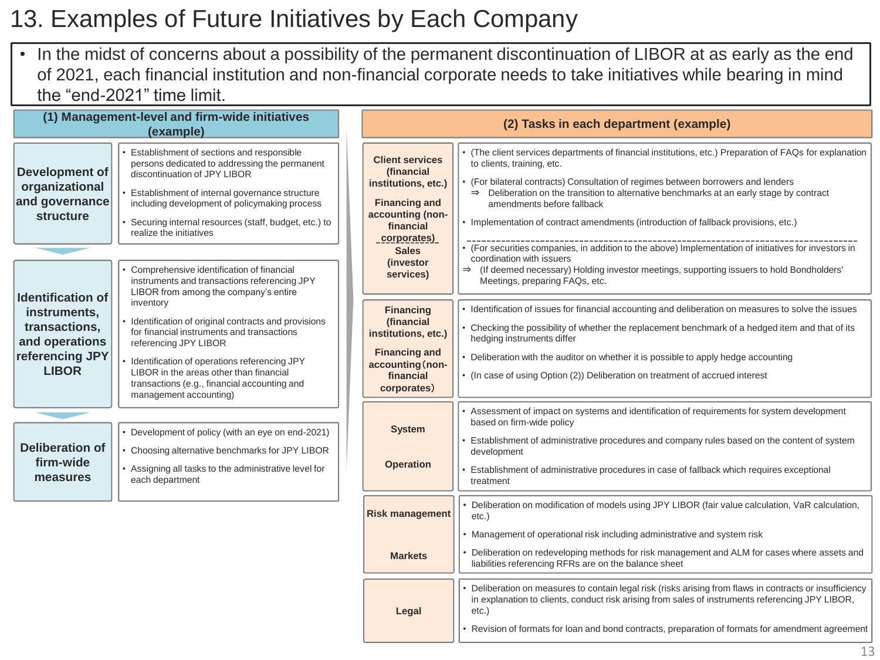# 13. Examples of Future Initiatives by Each Company

- In the midst of concerns about a possibility of the permanent discontinuation of LIBOR at as early as the end of 2021, each financial institution and non-financial corporate needs to take initiatives while bearing in mind the "end-2021" time limit.

## (1) Management-level and firm-wide initiatives (example)

| | |
|---|---|
| **Development of organizational and governance structure** | • Establishment of sections and responsible persons dedicated to addressing the permanent discontinuation of JPY LIBOR<br>• Establishment of internal governance structure including development of policymaking process<br>• Securing internal resources (staff, budget, etc.) to realize the initiatives |
| **Identification of instruments, transactions, and operations referencing JPY LIBOR** | • Comprehensive identification of financial instruments and transactions referencing JPY LIBOR from among the company's entire inventory<br>• Identification of original contracts and provisions for financial instruments and transactions referencing JPY LIBOR<br>• Identification of operations referencing JPY LIBOR in the areas other than financial transactions (e.g., financial accounting and management accounting) |
| **Deliberation of firm-wide measures** | • Development of policy (with an eye on end-2021)<br>• Choosing alternative benchmarks for JPY LIBOR<br>• Assigning all tasks to the administrative level for each department |

## (2) Tasks in each department (example)

| | |
|---|---|
| **Client services (financial institutions, etc.)**<br>**Financing and accounting (non-financial corporates)** | • (The client services departments of financial institutions, etc.) Preparation of FAQs for explanation to clients, training, etc.<br>• (For bilateral contracts) Consultation of regimes between borrowers and lenders<br>⇒ Deliberation on the transition to alternative benchmarks at an early stage by contract amendments before fallback<br>• Implementation of contract amendments (introduction of fallback provisions, etc.) |
| **Sales (investor services)** | • (For securities companies, in addition to the above) Implementation of initiatives for investors in coordination with issuers<br>⇒ (If deemed necessary) Holding investor meetings, supporting issuers to hold Bondholders' Meetings, preparing FAQs, etc. |
| **Financing (financial institutions, etc.)**<br>**Financing and accounting (non-financial corporates)** | • Identification of issues for financial accounting and deliberation on measures to solve the issues<br>• Checking the possibility of whether the replacement benchmark of a hedged item and that of its hedging instruments differ<br>• Deliberation with the auditor on whether it is possible to apply hedge accounting<br>• (In case of using Option (2)) Deliberation on treatment of accrued interest |
| **System**<br>**Operation** | • Assessment of impact on systems and identification of requirements for system development based on firm-wide policy<br>• Establishment of administrative procedures and company rules based on the content of system development<br>• Establishment of administrative procedures in case of fallback which requires exceptional treatment |
| **Risk management**<br>**Markets** | • Deliberation on modification of models using JPY LIBOR (fair value calculation, VaR calculation, etc.)<br>• Management of operational risk including administrative and system risk<br>• Deliberation on redeveloping methods for risk management and ALM for cases where assets and liabilities referencing RFRs are on the balance sheet |
| **Legal** | • Deliberation on measures to contain legal risk (risks arising from flaws in contracts or insufficiency in explanation to clients, conduct risk arising from sales of instruments referencing JPY LIBOR, etc.)<br>• Revision of formats for loan and bond contracts, preparation of formats for amendment agreement |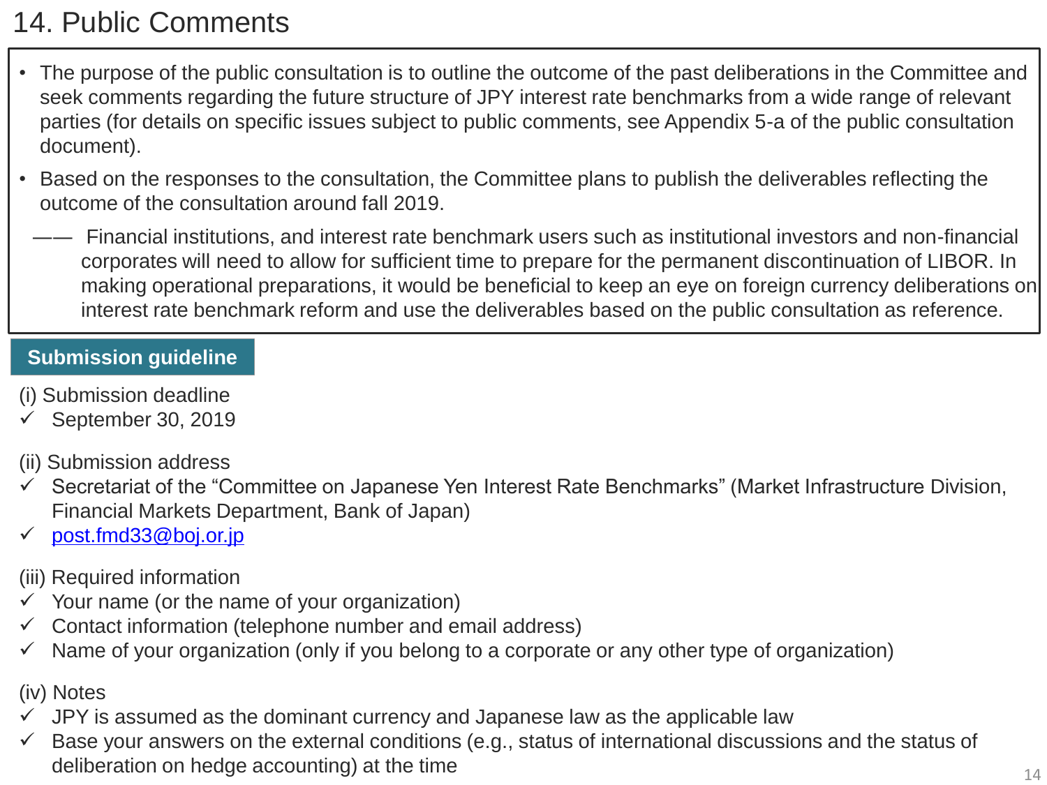# 14. Public Comments

- The purpose of the public consultation is to outline the outcome of the past deliberations in the Committee and seek comments regarding the future structure of JPY interest rate benchmarks from a wide range of relevant parties (for details on specific issues subject to public comments, see Appendix 5-a of the public consultation document).
- Based on the responses to the consultation, the Committee plans to publish the deliverables reflecting the outcome of the consultation around fall 2019.

—— Financial institutions, and interest rate benchmark users such as institutional investors and non-financial corporates will need to allow for sufficient time to prepare for the permanent discontinuation of LIBOR. In making operational preparations, it would be beneficial to keep an eye on foreign currency deliberations on interest rate benchmark reform and use the deliverables based on the public consultation as reference.

**Submission guideline**

(i) Submission deadline

- ✓ September 30, 2019

(ii) Submission address

- ✓ Secretariat of the “Committee on Japanese Yen Interest Rate Benchmarks” (Market Infrastructure Division, Financial Markets Department, Bank of Japan)
- ✓ post.fmd33@boj.or.jp

(iii) Required information

- ✓ Your name (or the name of your organization)
- ✓ Contact information (telephone number and email address)
- ✓ Name of your organization (only if you belong to a corporate or any other type of organization)

(iv) Notes

- ✓ JPY is assumed as the dominant currency and Japanese law as the applicable law
- ✓ Base your answers on the external conditions (e.g., status of international discussions and the status of deliberation on hedge accounting) at the time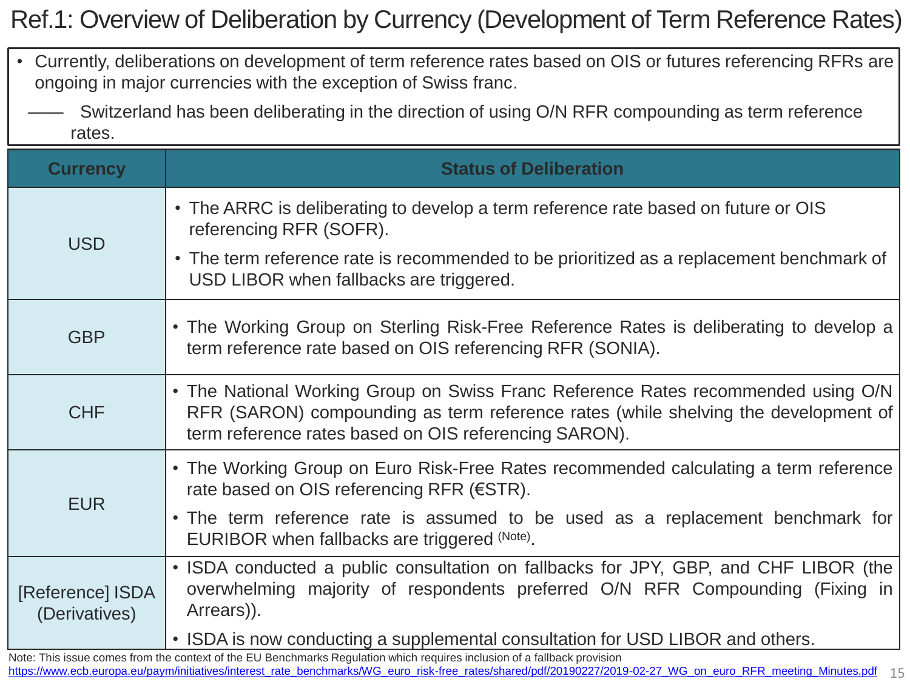# Ref.1: Overview of Deliberation by Currency (Development of Term Reference Rates)

- Currently, deliberations on development of term reference rates based on OIS or futures referencing RFRs are ongoing in major currencies with the exception of Swiss franc.

—— Switzerland has been deliberating in the direction of using O/N RFR compounding as term reference rates.

| Currency | Status of Deliberation |
|---|---|
| USD | • The ARRC is deliberating to develop a term reference rate based on future or OIS referencing RFR (SOFR).<br>• The term reference rate is recommended to be prioritized as a replacement benchmark of USD LIBOR when fallbacks are triggered. |
| GBP | • The Working Group on Sterling Risk-Free Reference Rates is deliberating to develop a term reference rate based on OIS referencing RFR (SONIA). |
| CHF | • The National Working Group on Swiss Franc Reference Rates recommended using O/N RFR (SARON) compounding as term reference rates (while shelving the development of term reference rates based on OIS referencing SARON). |
| EUR | • The Working Group on Euro Risk-Free Rates recommended calculating a term reference rate based on OIS referencing RFR (€STR).<br>• The term reference rate is assumed to be used as a replacement benchmark for EURIBOR when fallbacks are triggered [(Note)]. |
| [Reference] ISDA (Derivatives) | • ISDA conducted a public consultation on fallbacks for JPY, GBP, and CHF LIBOR (the overwhelming majority of respondents preferred O/N RFR Compounding (Fixing in Arrears)).<br>• ISDA is now conducting a supplemental consultation for USD LIBOR and others. |

Note: This issue comes from the context of the EU Benchmarks Regulation which requires inclusion of a fallback provision
https://www.ecb.europa.eu/paym/initiatives/interest_rate_benchmarks/WG_euro_risk-free_rates/shared/pdf/20190227/2019-02-27_WG_on_euro_RFR_meeting_Minutes.pdf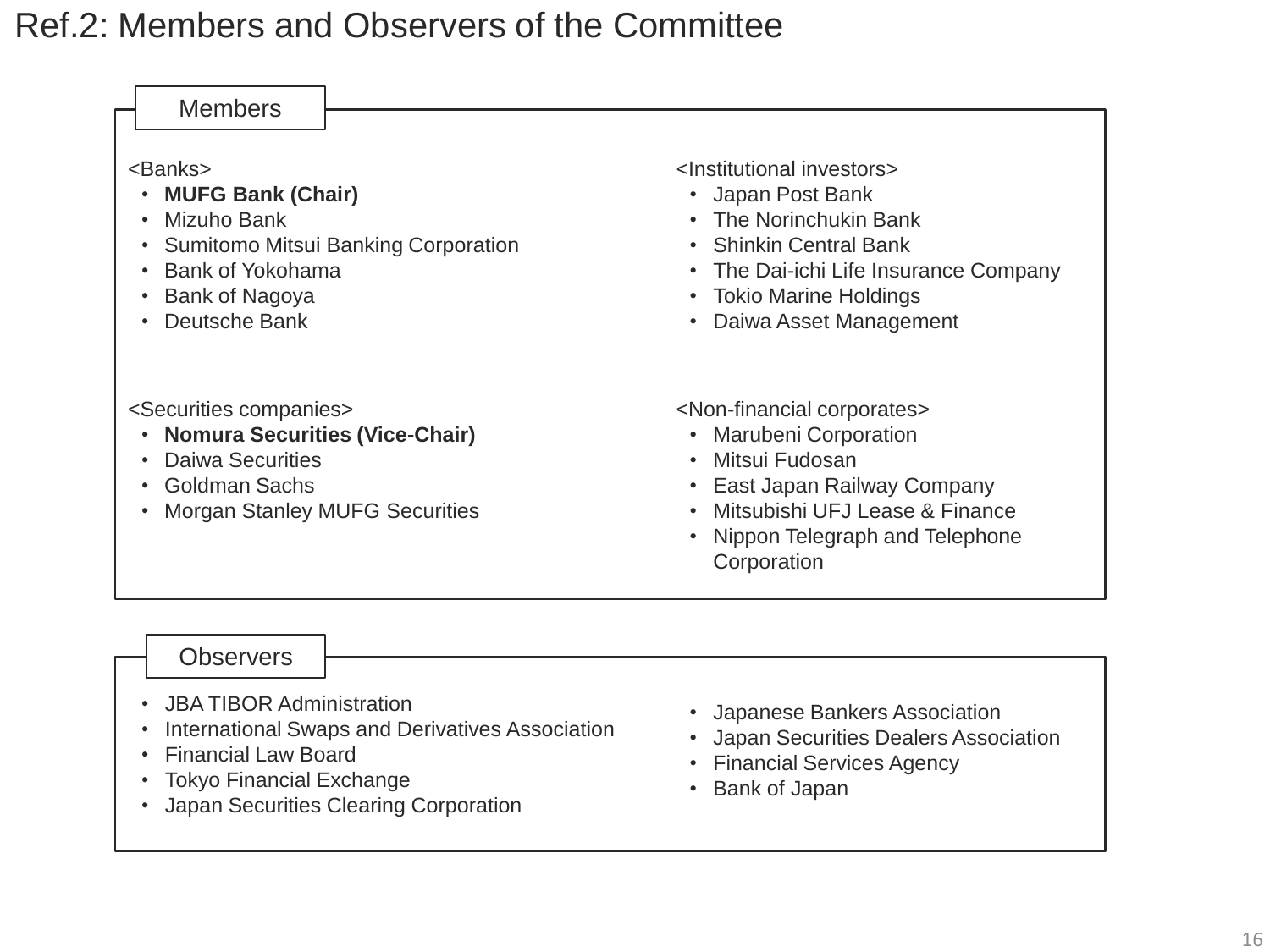# Ref.2: Members and Observers of the Committee

## Members

<Banks>

- **MUFG Bank (Chair)**
- Mizuho Bank
- Sumitomo Mitsui Banking Corporation
- Bank of Yokohama
- Bank of Nagoya
- Deutsche Bank

<Institutional investors>

- Japan Post Bank
- The Norinchukin Bank
- Shinkin Central Bank
- The Dai-ichi Life Insurance Company
- Tokio Marine Holdings
- Daiwa Asset Management

<Securities companies>

- **Nomura Securities (Vice-Chair)**
- Daiwa Securities
- Goldman Sachs
- Morgan Stanley MUFG Securities

<Non-financial corporates>

- Marubeni Corporation
- Mitsui Fudosan
- East Japan Railway Company
- Mitsubishi UFJ Lease & Finance
- Nippon Telegraph and Telephone Corporation

## Observers

- JBA TIBOR Administration
- International Swaps and Derivatives Association
- Financial Law Board
- Tokyo Financial Exchange
- Japan Securities Clearing Corporation
- Japanese Bankers Association
- Japan Securities Dealers Association
- Financial Services Agency
- Bank of Japan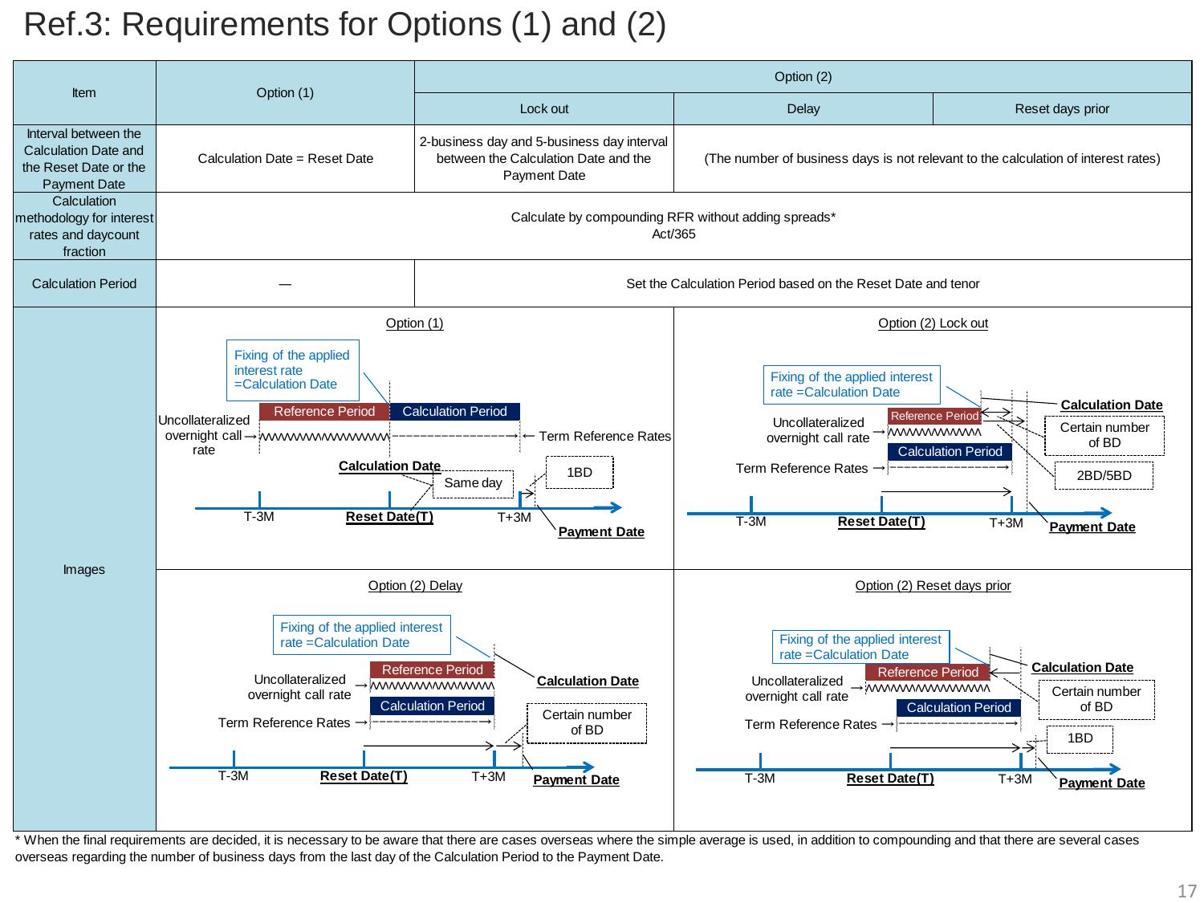# Ref.3: Requirements for Options (1) and (2)

| Item | Option (1) | Option (2) | | |
|---|---|---|---|---|
| | | Lock out | Delay | Reset days prior |
| Interval between the Calculation Date and the Reset Date or the Payment Date | Calculation Date = Reset Date | 2-business day and 5-business day interval between the Calculation Date and the Payment Date | (The number of business days is not relevant to the calculation of interest rates) | |
| Calculation methodology for interest rates and daycount fraction | Calculate by compounding RFR without adding spreads* Act/365 | | | |
| Calculation Period | — | Set the Calculation Period based on the Reset Date and tenor | | |
| Images | Option (1) | Option (2) Lock out | | |
| | Option (2) Delay | Option (2) Reset days prior | | |

**Option (1)**

- Fixing of the applied interest rate =Calculation Date
- Reference Period
- Calculation Period
- Uncollateralized overnight call rate →
- ← Term Reference Rates
- Calculation Date
- Same day
- 1BD
- T-3M
- Reset Date(T)
- T+3M
- Payment Date

**Option (2) Lock out**

- Fixing of the applied interest rate =Calculation Date
- Calculation Date
- Reference Period
- Certain number of BD
- Uncollateralized overnight call rate →
- Calculation Period
- Term Reference Rates →
- 2BD/5BD
- T-3M
- Reset Date(T)
- T+3M
- Payment Date

**Option (2) Delay**

- Fixing of the applied interest rate =Calculation Date
- Reference Period
- Calculation Date
- Uncollateralized overnight call rate →
- Calculation Period
- Term Reference Rates →
- Certain number of BD
- T-3M
- Reset Date(T)
- T+3M
- Payment Date

**Option (2) Reset days prior**

- Fixing of the applied interest rate =Calculation Date
- Reference Period
- Calculation Date
- Uncollateralized overnight call rate →
- Certain number of BD
- Calculation Period
- Term Reference Rates →
- 1BD
- T-3M
- Reset Date(T)
- T+3M
- Payment Date

\* When the final requirements are decided, it is necessary to be aware that there are cases overseas where the simple average is used, in addition to compounding and that there are several cases overseas regarding the number of business days from the last day of the Calculation Period to the Payment Date.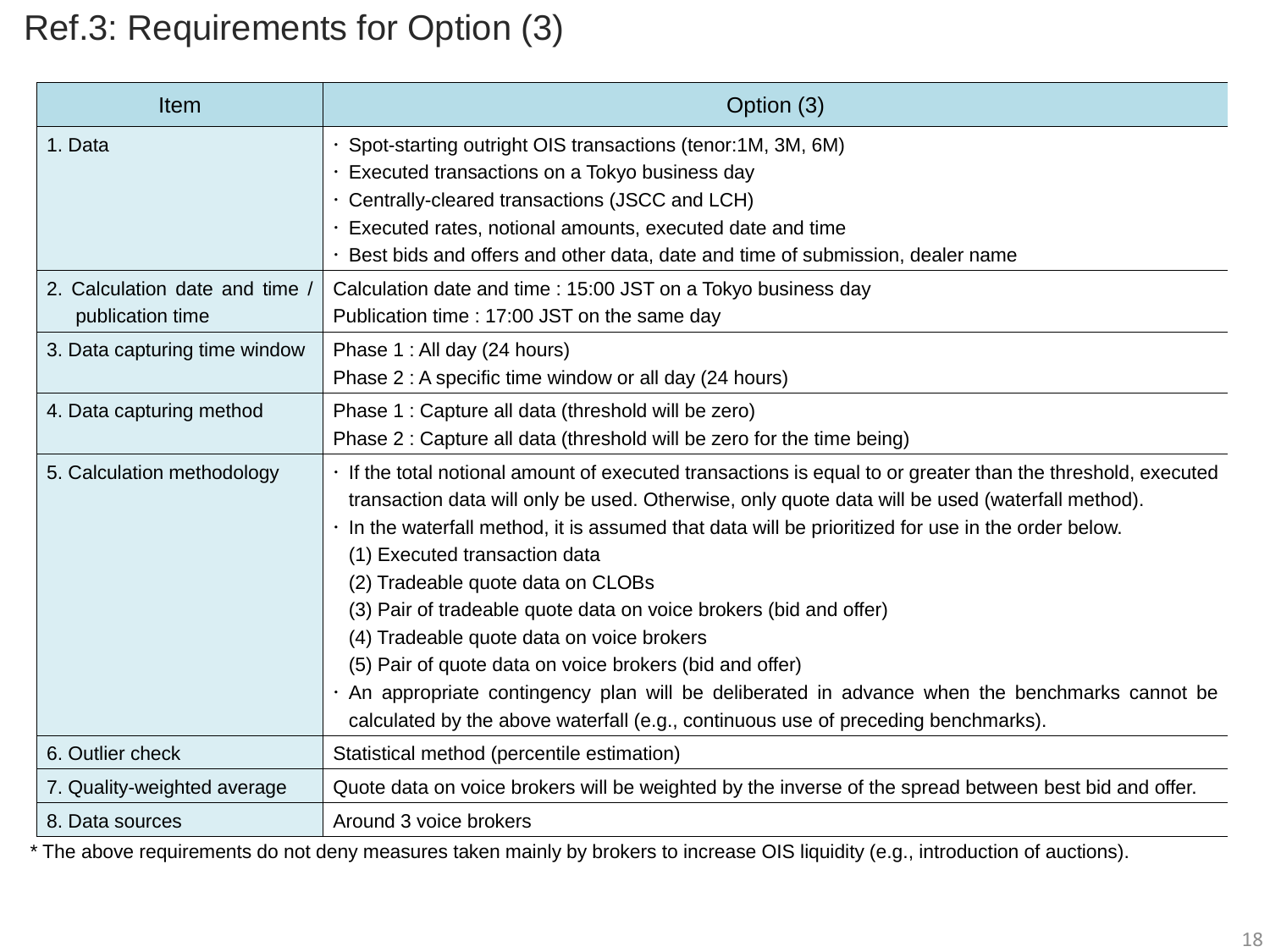# Ref.3: Requirements for Option (3)

| Item | Option (3) |
|---|---|
| 1. Data | ・ Spot-starting outright OIS transactions (tenor:1M, 3M, 6M)<br>・ Executed transactions on a Tokyo business day<br>・ Centrally-cleared transactions (JSCC and LCH)<br>・ Executed rates, notional amounts, executed date and time<br>・ Best bids and offers and other data, date and time of submission, dealer name |
| 2. Calculation date and time / publication time | Calculation date and time : 15:00 JST on a Tokyo business day<br>Publication time : 17:00 JST on the same day |
| 3. Data capturing time window | Phase 1 : All day (24 hours)<br>Phase 2 : A specific time window or all day (24 hours) |
| 4. Data capturing method | Phase 1 : Capture all data (threshold will be zero)<br>Phase 2 : Capture all data (threshold will be zero for the time being) |
| 5. Calculation methodology | ・ If the total notional amount of executed transactions is equal to or greater than the threshold, executed transaction data will only be used. Otherwise, only quote data will be used (waterfall method).<br>・ In the waterfall method, it is assumed that data will be prioritized for use in the order below.<br>(1) Executed transaction data<br>(2) Tradeable quote data on CLOBs<br>(3) Pair of tradeable quote data on voice brokers (bid and offer)<br>(4) Tradeable quote data on voice brokers<br>(5) Pair of quote data on voice brokers (bid and offer)<br>・ An appropriate contingency plan will be deliberated in advance when the benchmarks cannot be calculated by the above waterfall (e.g., continuous use of preceding benchmarks). |
| 6. Outlier check | Statistical method (percentile estimation) |
| 7. Quality-weighted average | Quote data on voice brokers will be weighted by the inverse of the spread between best bid and offer. |
| 8. Data sources | Around 3 voice brokers |

* The above requirements do not deny measures taken mainly by brokers to increase OIS liquidity (e.g., introduction of auctions).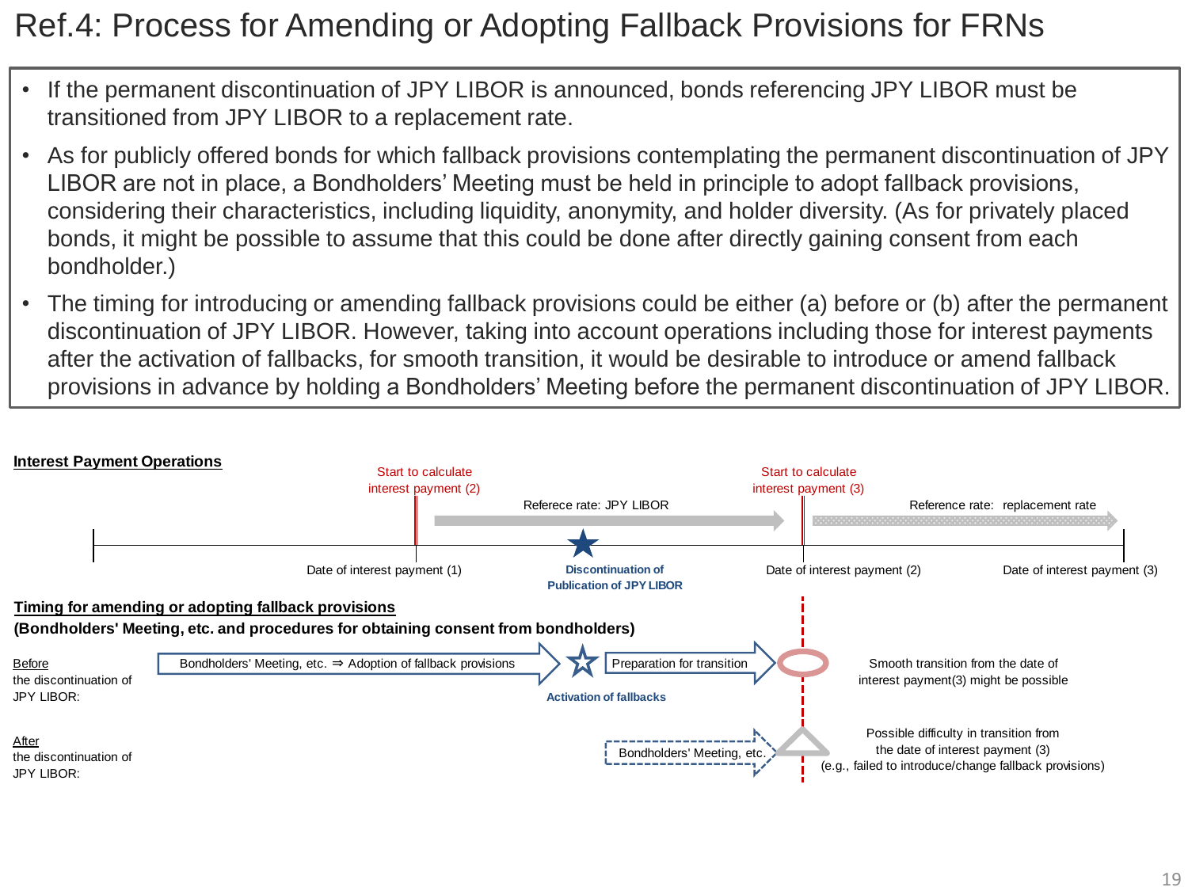# Ref.4: Process for Amending or Adopting Fallback Provisions for FRNs

- If the permanent discontinuation of JPY LIBOR is announced, bonds referencing JPY LIBOR must be transitioned from JPY LIBOR to a replacement rate.
- As for publicly offered bonds for which fallback provisions contemplating the permanent discontinuation of JPY LIBOR are not in place, a Bondholders' Meeting must be held in principle to adopt fallback provisions, considering their characteristics, including liquidity, anonymity, and holder diversity. (As for privately placed bonds, it might be possible to assume that this could be done after directly gaining consent from each bondholder.)
- The timing for introducing or amending fallback provisions could be either (a) before or (b) after the permanent discontinuation of JPY LIBOR. However, taking into account operations including those for interest payments after the activation of fallbacks, for smooth transition, it would be desirable to introduce or amend fallback provisions in advance by holding a Bondholders' Meeting before the permanent discontinuation of JPY LIBOR.

**Interest Payment Operations**

Start to calculate interest payment (2) — Referece rate: JPY LIBOR — Start to calculate interest payment (3) — Reference rate: replacement rate

Date of interest payment (1) — Discontinuation of Publication of JPY LIBOR — Date of interest payment (2) — Date of interest payment (3)

**Timing for amending or adopting fallback provisions**

**(Bondholders' Meeting, etc. and procedures for obtaining consent from bondholders)**

Before the discontinuation of JPY LIBOR: Bondholders' Meeting, etc. ⇒ Adoption of fallback provisions → Activation of fallbacks → Preparation for transition → Smooth transition from the date of interest payment(3) might be possible

After the discontinuation of JPY LIBOR: Bondholders' Meeting, etc. → Possible difficulty in transition from the date of interest payment (3) (e.g., failed to introduce/change fallback provisions)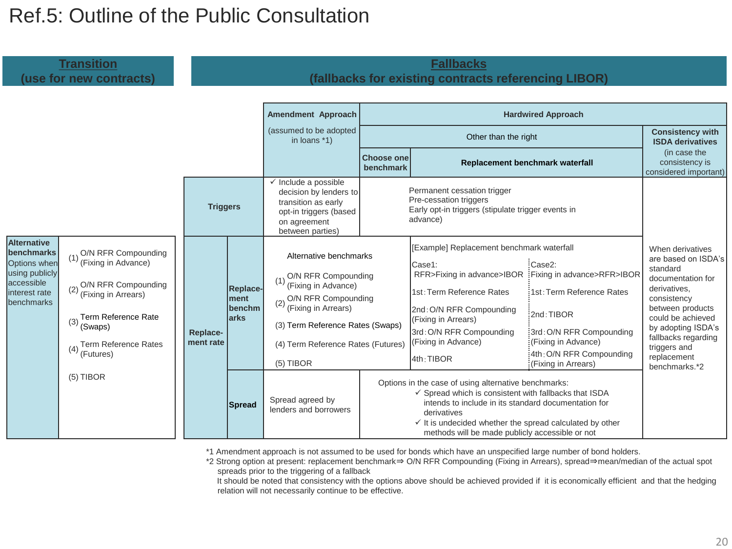# Ref.5: Outline of the Public Consultation

## Transition (use for new contracts)

| | |
|---|---|
| **Alternative benchmarks** Options when using publicly accessible interest rate benchmarks | (1) O/N RFR Compounding (Fixing in Advance)<br>(2) O/N RFR Compounding (Fixing in Arrears)<br>(3) Term Reference Rate (Swaps)<br>(4) Term Reference Rates (Futures)<br>(5) TIBOR |

## Fallbacks (fallbacks for existing contracts referencing LIBOR)

| | | Amendment Approach (assumed to be adopted in loans *1) | Hardwired Approach: Other than the right – Choose one benchmark | Hardwired Approach: Other than the right – Replacement benchmark waterfall | Hardwired Approach: Consistency with ISDA derivatives (in case the consistency is considered important) |
|---|---|---|---|---|---|
| **Triggers** | | ✓ Include a possible decision by lenders to transition as early opt-in triggers (based on agreement between parties) | Permanent cessation trigger<br>Pre-cessation triggers<br>Early opt-in triggers (stipulate trigger events in advance) | | When derivatives are based on ISDA's standard documentation for derivatives, consistency between products could be achieved by adopting ISDA's fallbacks regarding triggers and replacement benchmarks.*2 |
| **Replacement rate** | **Replacement benchmarks** | Alternative benchmarks<br>(1) O/N RFR Compounding (Fixing in Advance)<br>(2) O/N RFR Compounding (Fixing in Arrears)<br>(3) Term Reference Rates (Swaps)<br>(4) Term Reference Rates (Futures)<br>(5) TIBOR | | [Example] Replacement benchmark waterfall<br>Case1: RFR>Fixing in advance>IBOR<br>1st: Term Reference Rates<br>2nd: O/N RFR Compounding (Fixing in Arrears)<br>3rd: O/N RFR Compounding (Fixing in Advance)<br>4th: TIBOR<br><br>Case2: Fixing in advance>RFR>IBOR<br>1st: Term Reference Rates<br>2nd: TIBOR<br>3rd: O/N RFR Compounding (Fixing in Advance)<br>4th: O/N RFR Compounding (Fixing in Arrears) | |
| | **Spread** | Spread agreed by lenders and borrowers | Options in the case of using alternative benchmarks:<br>✓ Spread which is consistent with fallbacks that ISDA intends to include in its standard documentation for derivatives<br>✓ It is undecided whether the spread calculated by other methods will be made publicly accessible or not | | |

*1 Amendment approach is not assumed to be used for bonds which have an unspecified large number of bond holders.

*2 Strong option at present: replacement benchmark⇒ O/N RFR Compounding (Fixing in Arrears), spread⇒mean/median of the actual spot spreads prior to the triggering of a fallback
It should be noted that consistency with the options above should be achieved provided if it is economically efficient and that the hedging relation will not necessarily continue to be effective.